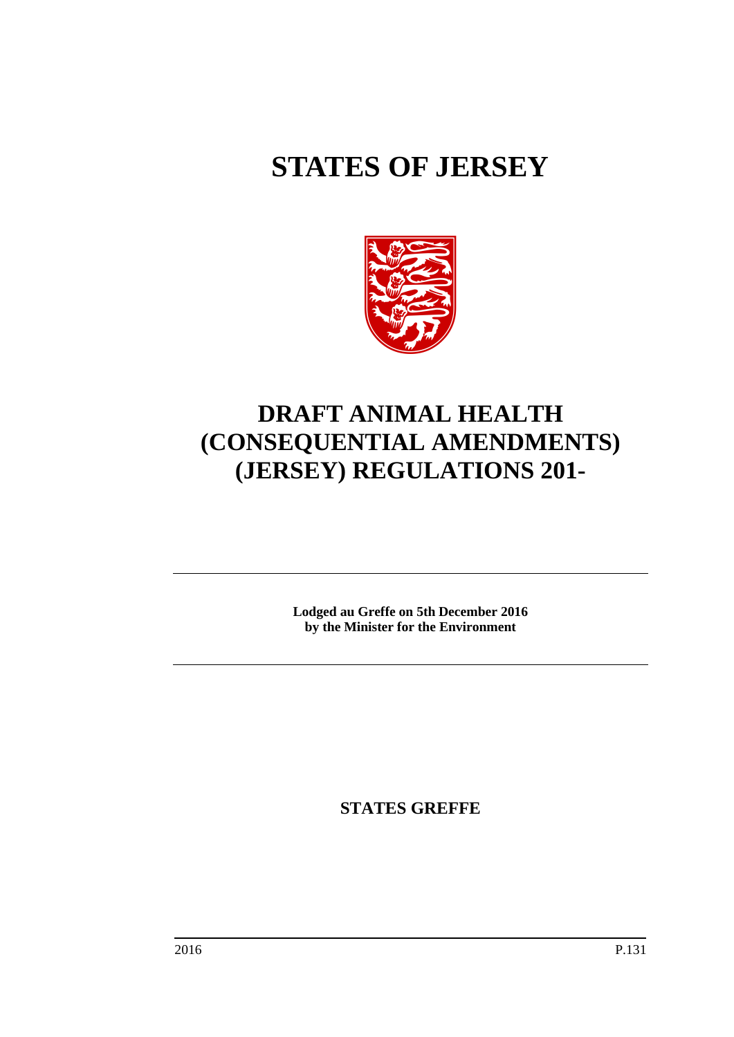# STATES OF JERSEY

# DRAFT ANIMAL HEALTH (CONSEQUENTIAL AMENDMENTS) (JERSEY) REGULATIONS 201-

**Lodged au Greffe on 5th December 2016**
**by the Minister for the Environment**

**STATES GREFFE**

2016 P.131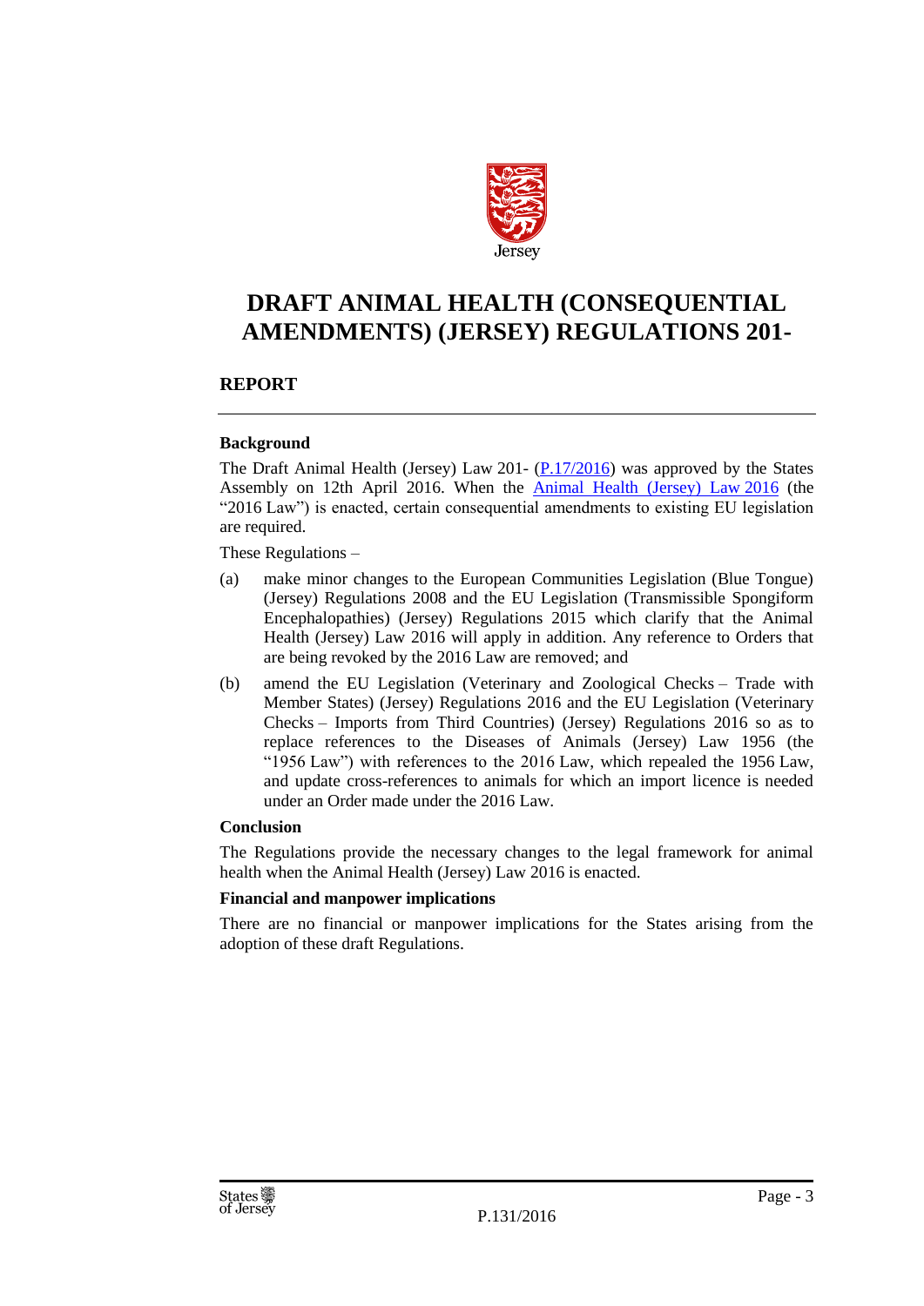# DRAFT ANIMAL HEALTH (CONSEQUENTIAL AMENDMENTS) (JERSEY) REGULATIONS 201-

## REPORT

**Background**

The Draft Animal Health (Jersey) Law 201- (P.17/2016) was approved by the States Assembly on 12th April 2016. When the Animal Health (Jersey) Law 2016 (the "2016 Law") is enacted, certain consequential amendments to existing EU legislation are required.

These Regulations –

(a) make minor changes to the European Communities Legislation (Blue Tongue) (Jersey) Regulations 2008 and the EU Legislation (Transmissible Spongiform Encephalopathies) (Jersey) Regulations 2015 which clarify that the Animal Health (Jersey) Law 2016 will apply in addition. Any reference to Orders that are being revoked by the 2016 Law are removed; and

(b) amend the EU Legislation (Veterinary and Zoological Checks – Trade with Member States) (Jersey) Regulations 2016 and the EU Legislation (Veterinary Checks – Imports from Third Countries) (Jersey) Regulations 2016 so as to replace references to the Diseases of Animals (Jersey) Law 1956 (the "1956 Law") with references to the 2016 Law, which repealed the 1956 Law, and update cross-references to animals for which an import licence is needed under an Order made under the 2016 Law.

**Conclusion**

The Regulations provide the necessary changes to the legal framework for animal health when the Animal Health (Jersey) Law 2016 is enacted.

**Financial and manpower implications**

There are no financial or manpower implications for the States arising from the adoption of these draft Regulations.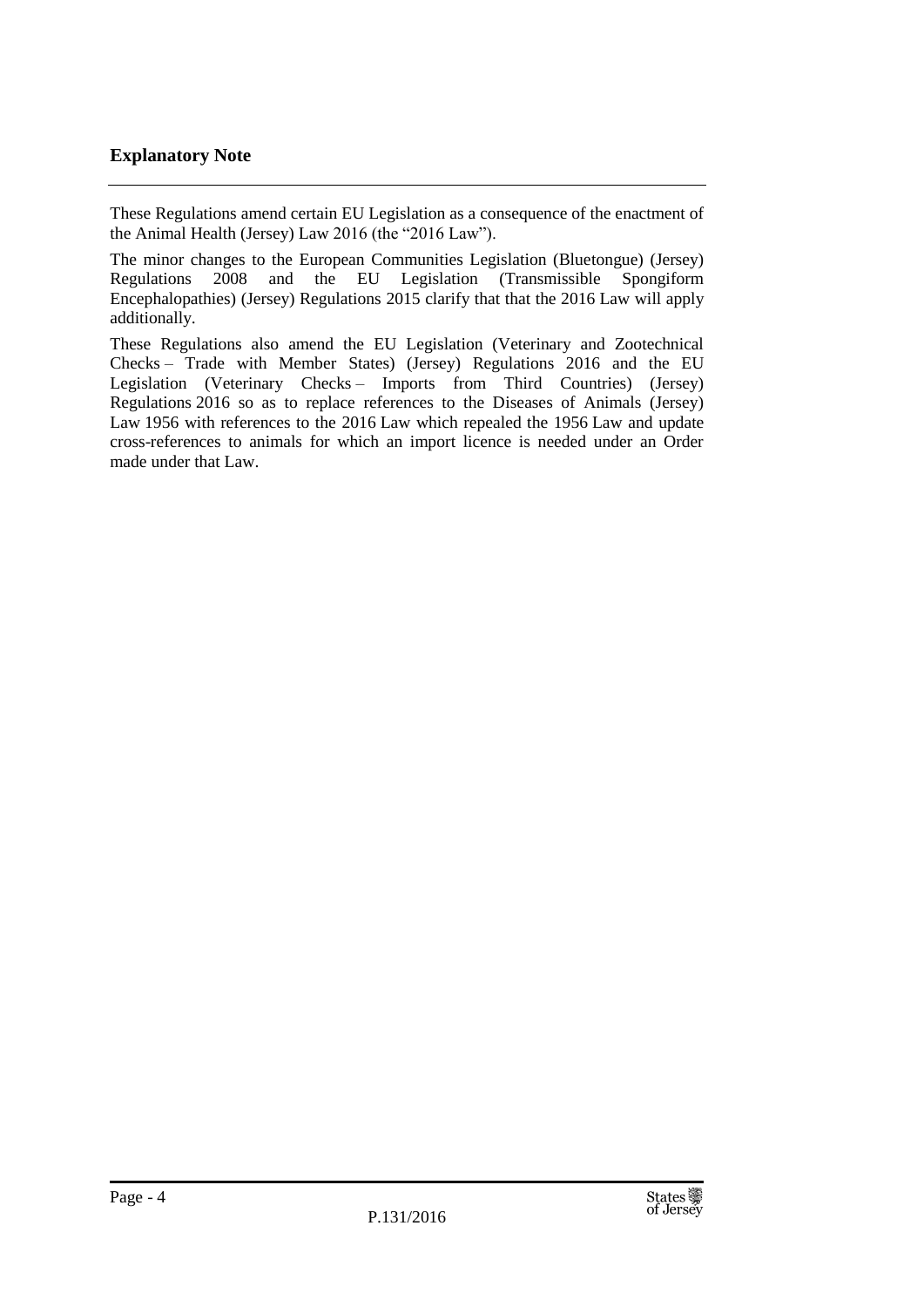## Explanatory Note

These Regulations amend certain EU Legislation as a consequence of the enactment of the Animal Health (Jersey) Law 2016 (the "2016 Law").

The minor changes to the European Communities Legislation (Bluetongue) (Jersey) Regulations 2008 and the EU Legislation (Transmissible Spongiform Encephalopathies) (Jersey) Regulations 2015 clarify that that the 2016 Law will apply additionally.

These Regulations also amend the EU Legislation (Veterinary and Zootechnical Checks – Trade with Member States) (Jersey) Regulations 2016 and the EU Legislation (Veterinary Checks – Imports from Third Countries) (Jersey) Regulations 2016 so as to replace references to the Diseases of Animals (Jersey) Law 1956 with references to the 2016 Law which repealed the 1956 Law and update cross-references to animals for which an import licence is needed under an Order made under that Law.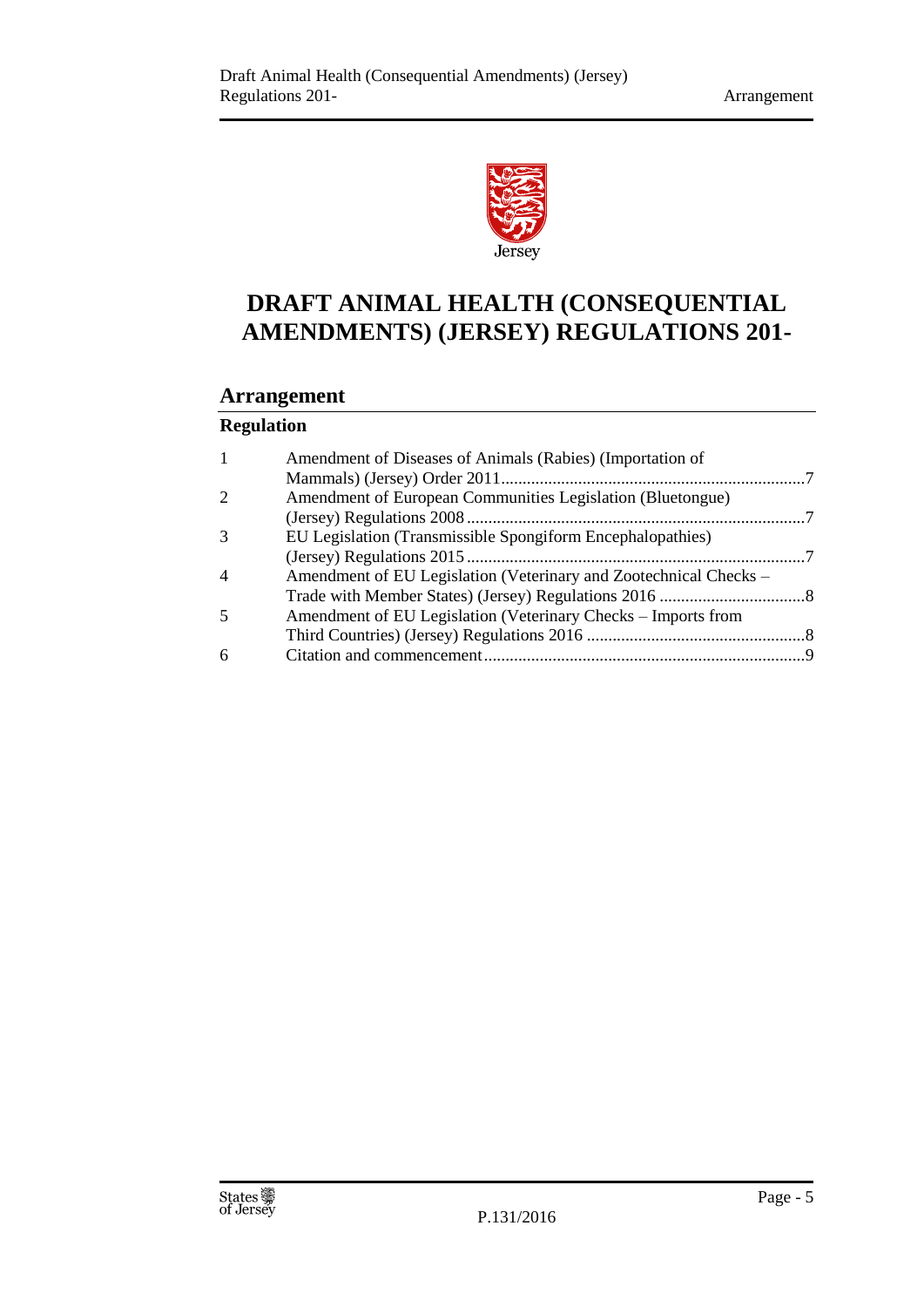# DRAFT ANIMAL HEALTH (CONSEQUENTIAL AMENDMENTS) (JERSEY) REGULATIONS 201-

## Arrangement

### Regulation

| | | |
|---|---|---|
| 1 | Amendment of Diseases of Animals (Rabies) (Importation of Mammals) (Jersey) Order 2011 | 7 |
| 2 | Amendment of European Communities Legislation (Bluetongue) (Jersey) Regulations 2008 | 7 |
| 3 | EU Legislation (Transmissible Spongiform Encephalopathies) (Jersey) Regulations 2015 | 7 |
| 4 | Amendment of EU Legislation (Veterinary and Zootechnical Checks – Trade with Member States) (Jersey) Regulations 2016 | 8 |
| 5 | Amendment of EU Legislation (Veterinary Checks – Imports from Third Countries) (Jersey) Regulations 2016 | 8 |
| 6 | Citation and commencement | 9 |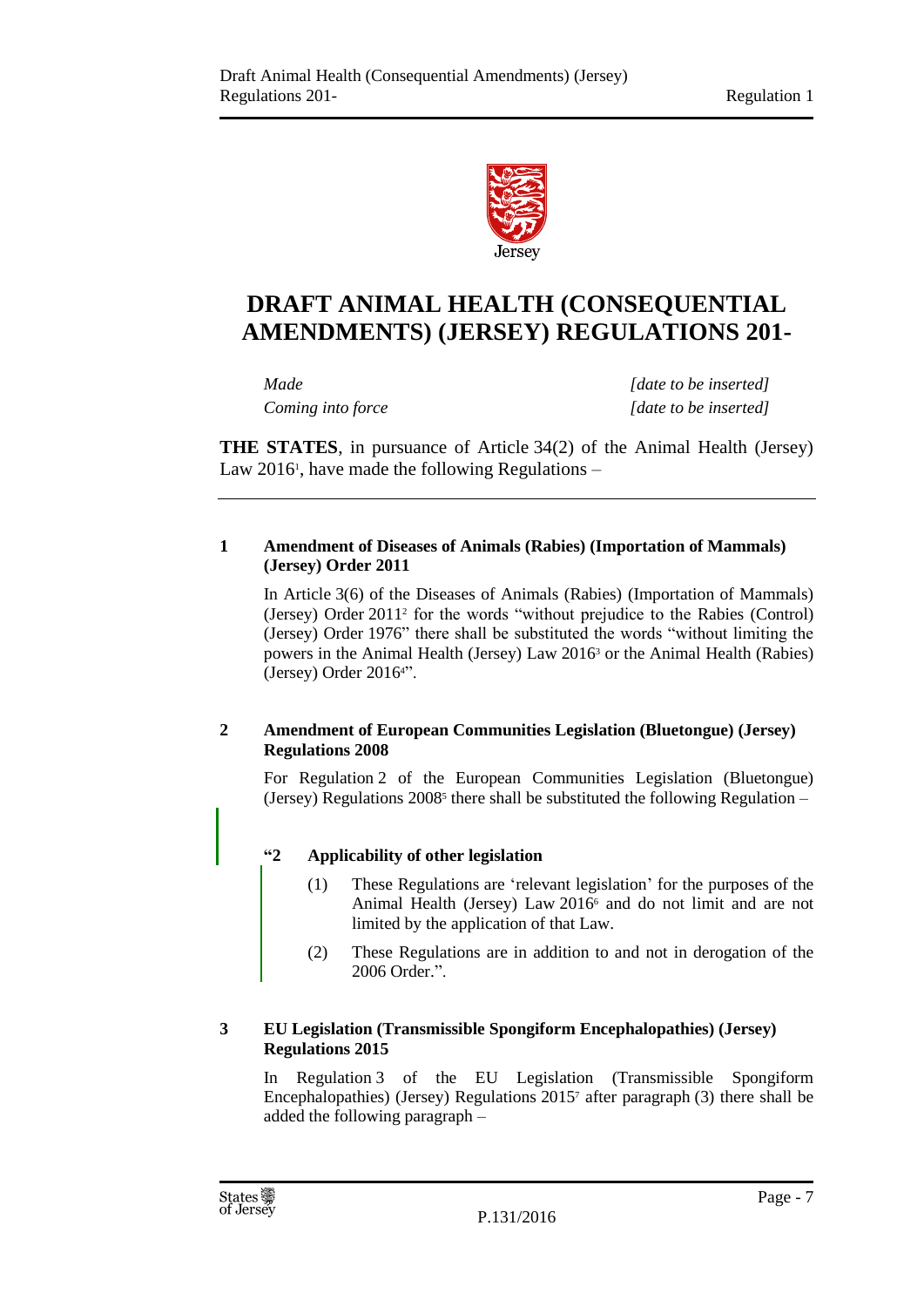Jersey

# DRAFT ANIMAL HEALTH (CONSEQUENTIAL AMENDMENTS) (JERSEY) REGULATIONS 201-

| | |
|---|---|
| *Made* | *[date to be inserted]* |
| *Coming into force* | *[date to be inserted]* |

**THE STATES**, in pursuance of Article 34(2) of the Animal Health (Jersey) Law 2016[1], have made the following Regulations –

---

**1 Amendment of Diseases of Animals (Rabies) (Importation of Mammals) (Jersey) Order 2011**

In Article 3(6) of the Diseases of Animals (Rabies) (Importation of Mammals) (Jersey) Order 2011[2] for the words "without prejudice to the Rabies (Control) (Jersey) Order 1976" there shall be substituted the words "without limiting the powers in the Animal Health (Jersey) Law 2016[3] or the Animal Health (Rabies) (Jersey) Order 2016[4]".

**2 Amendment of European Communities Legislation (Bluetongue) (Jersey) Regulations 2008**

For Regulation 2 of the European Communities Legislation (Bluetongue) (Jersey) Regulations 2008[5] there shall be substituted the following Regulation –

**"2 Applicability of other legislation**

(1) These Regulations are 'relevant legislation' for the purposes of the Animal Health (Jersey) Law 2016[6] and do not limit and are not limited by the application of that Law.

(2) These Regulations are in addition to and not in derogation of the 2006 Order.".

**3 EU Legislation (Transmissible Spongiform Encephalopathies) (Jersey) Regulations 2015**

In Regulation 3 of the EU Legislation (Transmissible Spongiform Encephalopathies) (Jersey) Regulations 2015[7] after paragraph (3) there shall be added the following paragraph –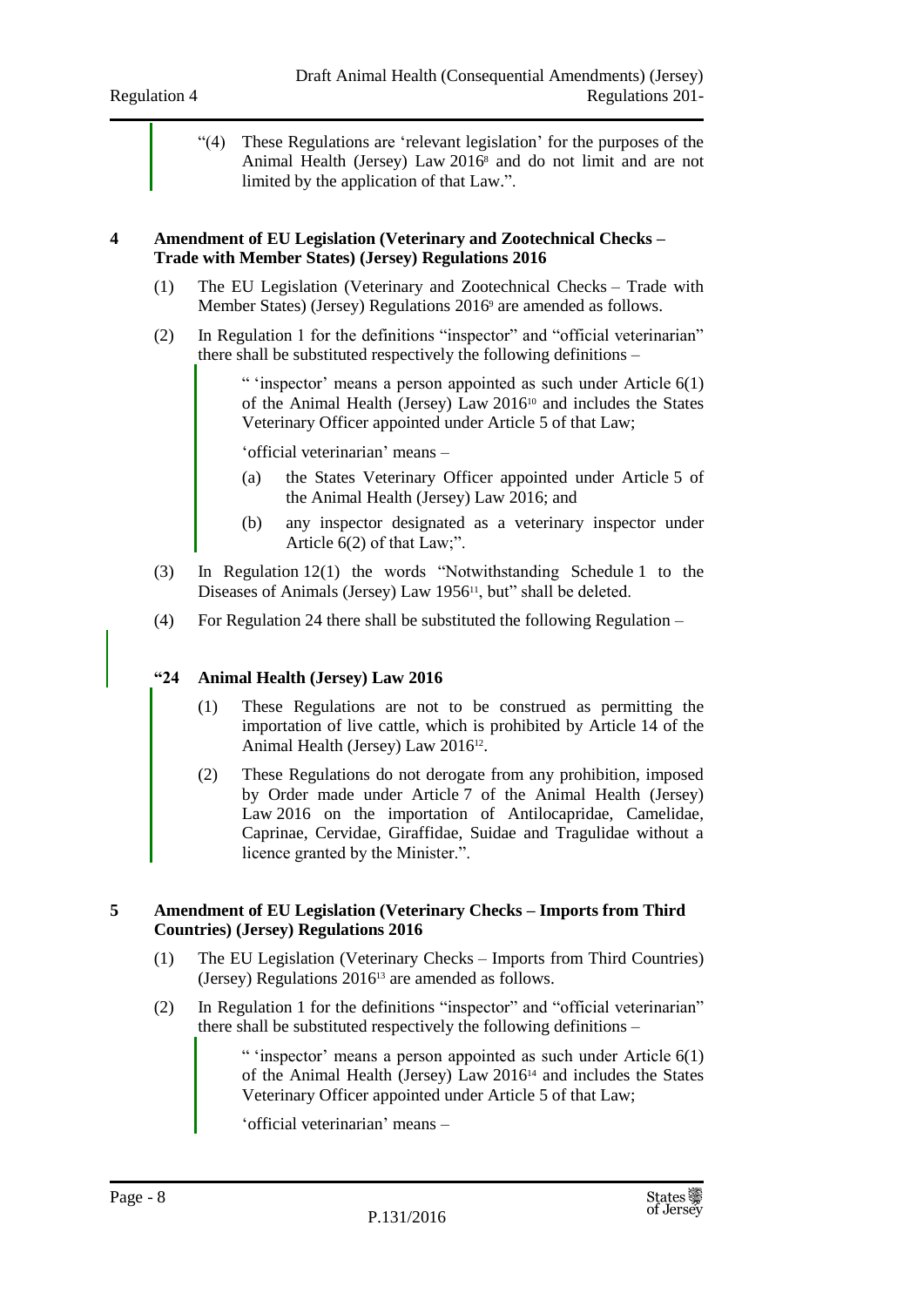"(4) These Regulations are 'relevant legislation' for the purposes of the Animal Health (Jersey) Law 2016[8] and do not limit and are not limited by the application of that Law.".

**4 Amendment of EU Legislation (Veterinary and Zootechnical Checks – Trade with Member States) (Jersey) Regulations 2016**

(1) The EU Legislation (Veterinary and Zootechnical Checks – Trade with Member States) (Jersey) Regulations 2016[9] are amended as follows.

(2) In Regulation 1 for the definitions "inspector" and "official veterinarian" there shall be substituted respectively the following definitions –

" 'inspector' means a person appointed as such under Article 6(1) of the Animal Health (Jersey) Law 2016[10] and includes the States Veterinary Officer appointed under Article 5 of that Law;

'official veterinarian' means –

(a) the States Veterinary Officer appointed under Article 5 of the Animal Health (Jersey) Law 2016; and

(b) any inspector designated as a veterinary inspector under Article 6(2) of that Law;".

(3) In Regulation 12(1) the words "Notwithstanding Schedule 1 to the Diseases of Animals (Jersey) Law 1956[11], but" shall be deleted.

(4) For Regulation 24 there shall be substituted the following Regulation –

**"24 Animal Health (Jersey) Law 2016**

(1) These Regulations are not to be construed as permitting the importation of live cattle, which is prohibited by Article 14 of the Animal Health (Jersey) Law 2016[12].

(2) These Regulations do not derogate from any prohibition, imposed by Order made under Article 7 of the Animal Health (Jersey) Law 2016 on the importation of Antilocapridae, Camelidae, Caprinae, Cervidae, Giraffidae, Suidae and Tragulidae without a licence granted by the Minister.".

**5 Amendment of EU Legislation (Veterinary Checks – Imports from Third Countries) (Jersey) Regulations 2016**

(1) The EU Legislation (Veterinary Checks – Imports from Third Countries) (Jersey) Regulations 2016[13] are amended as follows.

(2) In Regulation 1 for the definitions "inspector" and "official veterinarian" there shall be substituted respectively the following definitions –

" 'inspector' means a person appointed as such under Article 6(1) of the Animal Health (Jersey) Law 2016[14] and includes the States Veterinary Officer appointed under Article 5 of that Law;

'official veterinarian' means –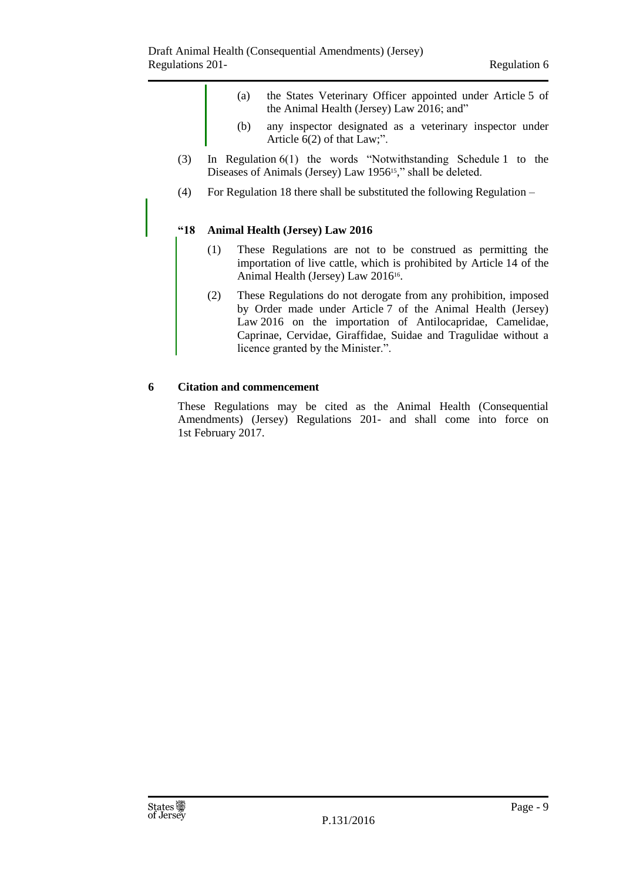(a) the States Veterinary Officer appointed under Article 5 of the Animal Health (Jersey) Law 2016; and"

(b) any inspector designated as a veterinary inspector under Article 6(2) of that Law;".

(3) In Regulation 6(1) the words "Notwithstanding Schedule 1 to the Diseases of Animals (Jersey) Law 1956[15]," shall be deleted.

(4) For Regulation 18 there shall be substituted the following Regulation –

**"18 Animal Health (Jersey) Law 2016**

(1) These Regulations are not to be construed as permitting the importation of live cattle, which is prohibited by Article 14 of the Animal Health (Jersey) Law 2016[16].

(2) These Regulations do not derogate from any prohibition, imposed by Order made under Article 7 of the Animal Health (Jersey) Law 2016 on the importation of Antilocapridae, Camelidae, Caprinae, Cervidae, Giraffidae, Suidae and Tragulidae without a licence granted by the Minister.".

## 6 Citation and commencement

These Regulations may be cited as the Animal Health (Consequential Amendments) (Jersey) Regulations 201- and shall come into force on 1st February 2017.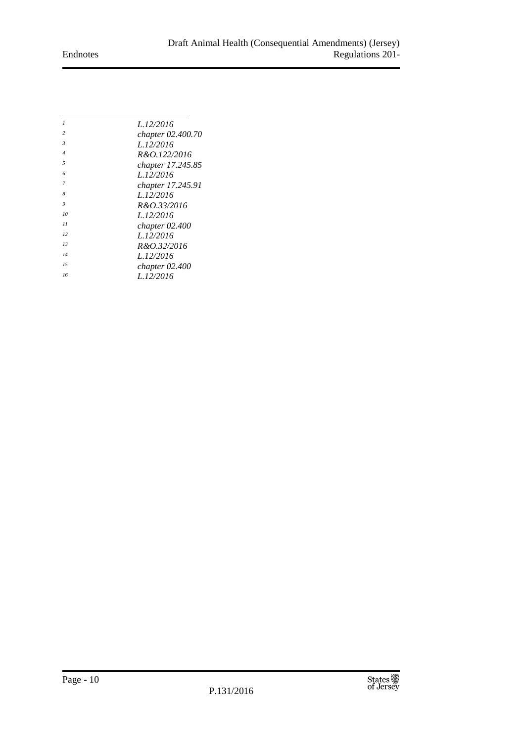| | |
|---|---|
| 1 | *L.12/2016* |
| 2 | *chapter 02.400.70* |
| 3 | *L.12/2016* |
| 4 | *R&O.122/2016* |
| 5 | *chapter 17.245.85* |
| 6 | *L.12/2016* |
| 7 | *chapter 17.245.91* |
| 8 | *L.12/2016* |
| 9 | *R&O.33/2016* |
| 10 | *L.12/2016* |
| 11 | *chapter 02.400* |
| 12 | *L.12/2016* |
| 13 | *R&O.32/2016* |
| 14 | *L.12/2016* |
| 15 | *chapter 02.400* |
| 16 | *L.12/2016* |